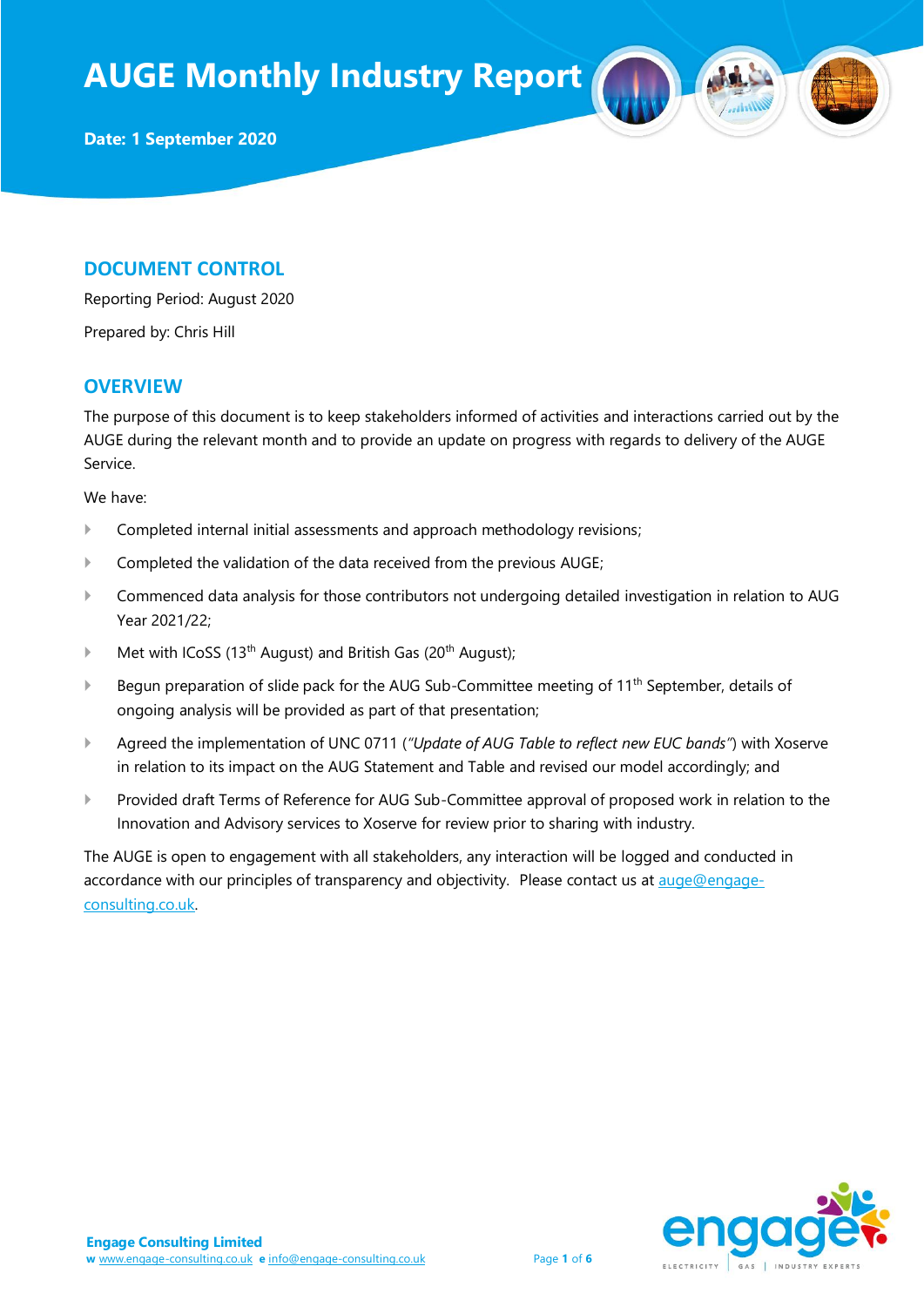# AUGE Monthly Industry Report

**Date: 1 September 2020**

## DOCUMENT CONTROL

Reporting Period: August 2020

Prepared by: Chris Hill

## OVERVIEW

The purpose of this document is to keep stakeholders informed of activities and interactions carried out by the AUGE during the relevant month and to provide an update on progress with regards to delivery of the AUGE Service.

We have:

- Completed internal initial assessments and approach methodology revisions;
- Completed the validation of the data received from the previous AUGE;
- Commenced data analysis for those contributors not undergoing detailed investigation in relation to AUG Year 2021/22;
- Met with ICoSS (13th August) and British Gas (20th August);
- Begun preparation of slide pack for the AUG Sub-Committee meeting of 11th September, details of ongoing analysis will be provided as part of that presentation;
- Agreed the implementation of UNC 0711 (*"Update of AUG Table to reflect new EUC bands"*) with Xoserve in relation to its impact on the AUG Statement and Table and revised our model accordingly; and
- Provided draft Terms of Reference for AUG Sub-Committee approval of proposed work in relation to the Innovation and Advisory services to Xoserve for review prior to sharing with industry.

The AUGE is open to engagement with all stakeholders, any interaction will be logged and conducted in accordance with our principles of transparency and objectivity. Please contact us at auge@engage-consulting.co.uk.

**Engage Consulting Limited**
**w** www.engage-consulting.co.uk **e** info@engage-consulting.co.uk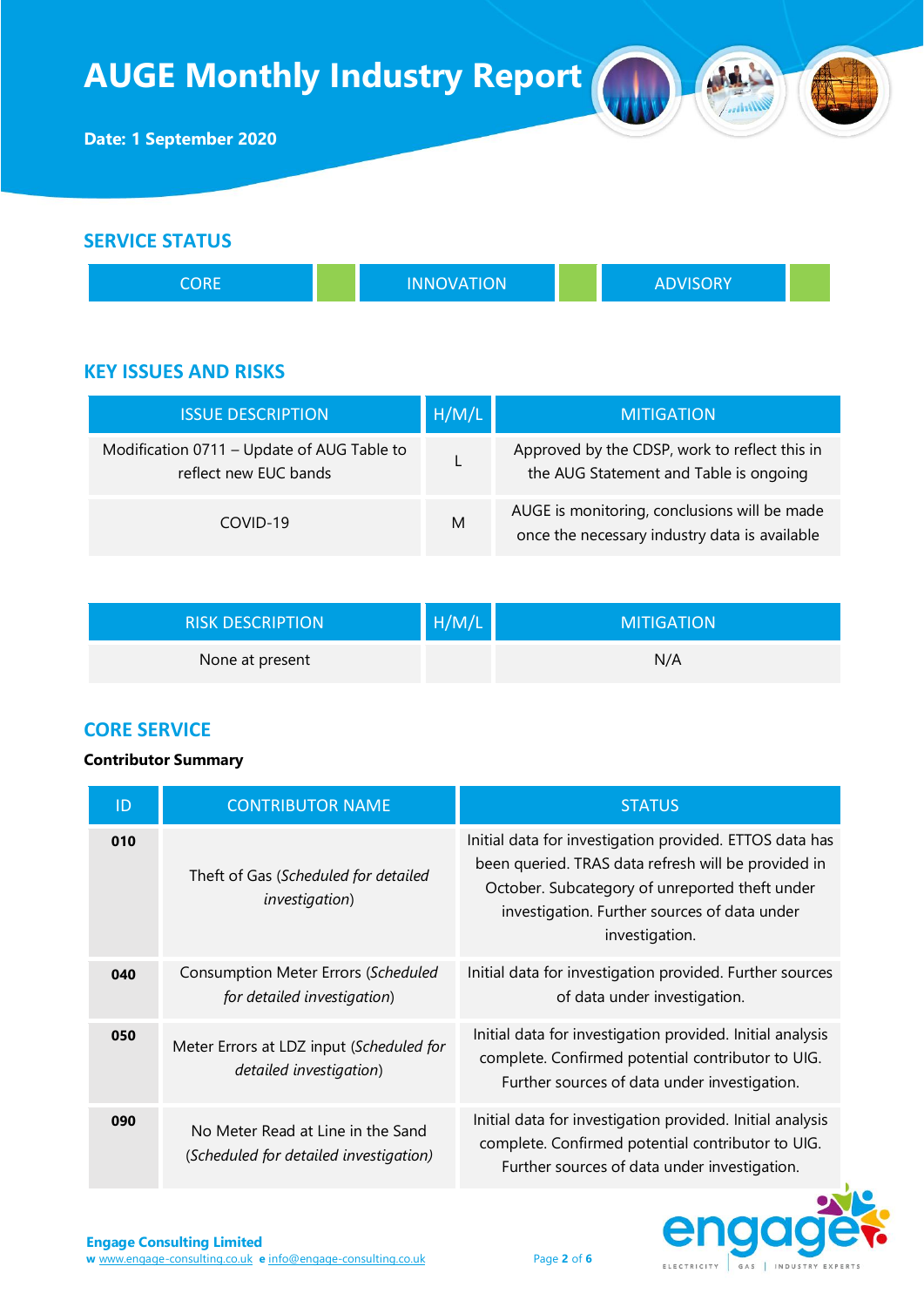# AUGE Monthly Industry Report

**Date: 1 September 2020**

## SERVICE STATUS

| CORE | | INNOVATION | | ADVISORY | |
|---|---|---|---|---|---|

## KEY ISSUES AND RISKS

| ISSUE DESCRIPTION | H/M/L | MITIGATION |
|---|---|---|
| Modification 0711 – Update of AUG Table to reflect new EUC bands | L | Approved by the CDSP, work to reflect this in the AUG Statement and Table is ongoing |
| COVID-19 | M | AUGE is monitoring, conclusions will be made once the necessary industry data is available |

| RISK DESCRIPTION | H/M/L | MITIGATION |
|---|---|---|
| None at present | | N/A |

## CORE SERVICE

**Contributor Summary**

| ID | CONTRIBUTOR NAME | STATUS |
|---|---|---|
| **010** | Theft of Gas (*Scheduled for detailed investigation*) | Initial data for investigation provided. ETTOS data has been queried. TRAS data refresh will be provided in October. Subcategory of unreported theft under investigation. Further sources of data under investigation. |
| **040** | Consumption Meter Errors (*Scheduled for detailed investigation*) | Initial data for investigation provided. Further sources of data under investigation. |
| **050** | Meter Errors at LDZ input (*Scheduled for detailed investigation*) | Initial data for investigation provided. Initial analysis complete. Confirmed potential contributor to UIG. Further sources of data under investigation. |
| **090** | No Meter Read at Line in the Sand (*Scheduled for detailed investigation)* | Initial data for investigation provided. Initial analysis complete. Confirmed potential contributor to UIG. Further sources of data under investigation. |

**Engage Consulting Limited**
**w** www.engage-consulting.co.uk **e** info@engage-consulting.co.uk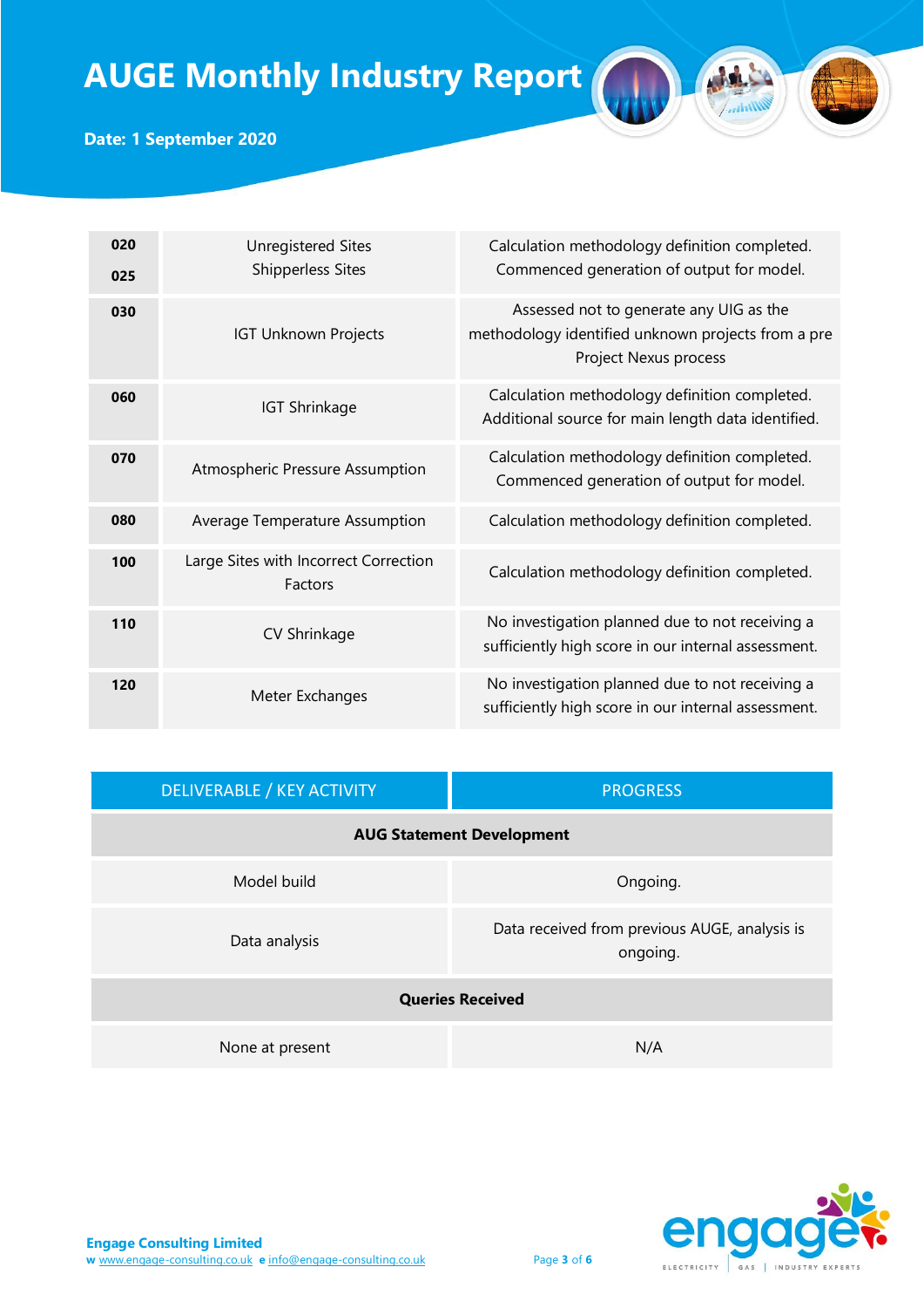# AUGE Monthly Industry Report

**Date: 1 September 2020**

| | | |
|---|---|---|
| **020**<br>**025** | Unregistered Sites<br>Shipperless Sites | Calculation methodology definition completed. Commenced generation of output for model. |
| **030** | IGT Unknown Projects | Assessed not to generate any UIG as the methodology identified unknown projects from a pre Project Nexus process |
| **060** | IGT Shrinkage | Calculation methodology definition completed. Additional source for main length data identified. |
| **070** | Atmospheric Pressure Assumption | Calculation methodology definition completed. Commenced generation of output for model. |
| **080** | Average Temperature Assumption | Calculation methodology definition completed. |
| **100** | Large Sites with Incorrect Correction Factors | Calculation methodology definition completed. |
| **110** | CV Shrinkage | No investigation planned due to not receiving a sufficiently high score in our internal assessment. |
| **120** | Meter Exchanges | No investigation planned due to not receiving a sufficiently high score in our internal assessment. |

| DELIVERABLE / KEY ACTIVITY | PROGRESS |
|---|---|
| **AUG Statement Development** | |
| Model build | Ongoing. |
| Data analysis | Data received from previous AUGE, analysis is ongoing. |
| **Queries Received** | |
| None at present | N/A |

**Engage Consulting Limited**
**w** www.engage-consulting.co.uk **e** info@engage-consulting.co.uk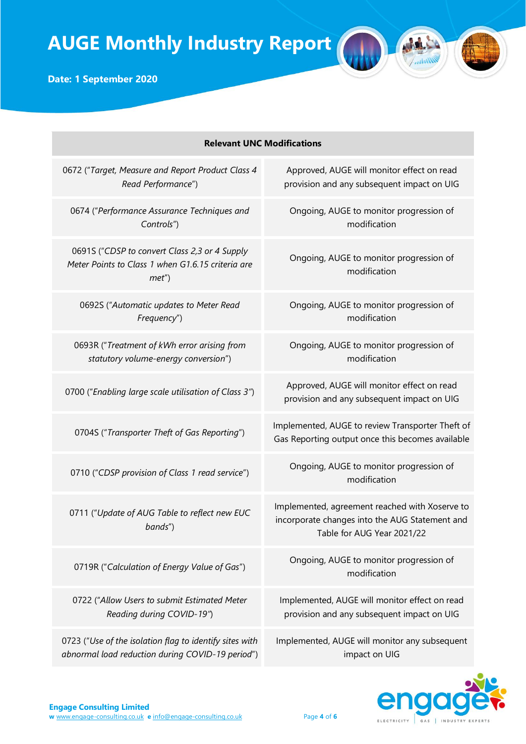| Relevant UNC Modifications | |
|---|---|
| 0672 ("*Target, Measure and Report Product Class 4 Read Performance*") | Approved, AUGE will monitor effect on read provision and any subsequent impact on UIG |
| 0674 ("*Performance Assurance Techniques and Controls*") | Ongoing, AUGE to monitor progression of modification |
| 0691S ("*CDSP to convert Class 2,3 or 4 Supply Meter Points to Class 1 when G1.6.15 criteria are met*") | Ongoing, AUGE to monitor progression of modification |
| 0692S ("*Automatic updates to Meter Read Frequency*") | Ongoing, AUGE to monitor progression of modification |
| 0693R ("*Treatment of kWh error arising from statutory volume-energy conversion*") | Ongoing, AUGE to monitor progression of modification |
| 0700 ("*Enabling large scale utilisation of Class 3*") | Approved, AUGE will monitor effect on read provision and any subsequent impact on UIG |
| 0704S ("*Transporter Theft of Gas Reporting*") | Implemented, AUGE to review Transporter Theft of Gas Reporting output once this becomes available |
| 0710 ("*CDSP provision of Class 1 read service*") | Ongoing, AUGE to monitor progression of modification |
| 0711 ("*Update of AUG Table to reflect new EUC bands*") | Implemented, agreement reached with Xoserve to incorporate changes into the AUG Statement and Table for AUG Year 2021/22 |
| 0719R ("*Calculation of Energy Value of Gas*") | Ongoing, AUGE to monitor progression of modification |
| 0722 ("*Allow Users to submit Estimated Meter Reading during COVID-19*") | Implemented, AUGE will monitor effect on read provision and any subsequent impact on UIG |
| 0723 ("*Use of the isolation flag to identify sites with abnormal load reduction during COVID-19 period*") | Implemented, AUGE will monitor any subsequent impact on UIG |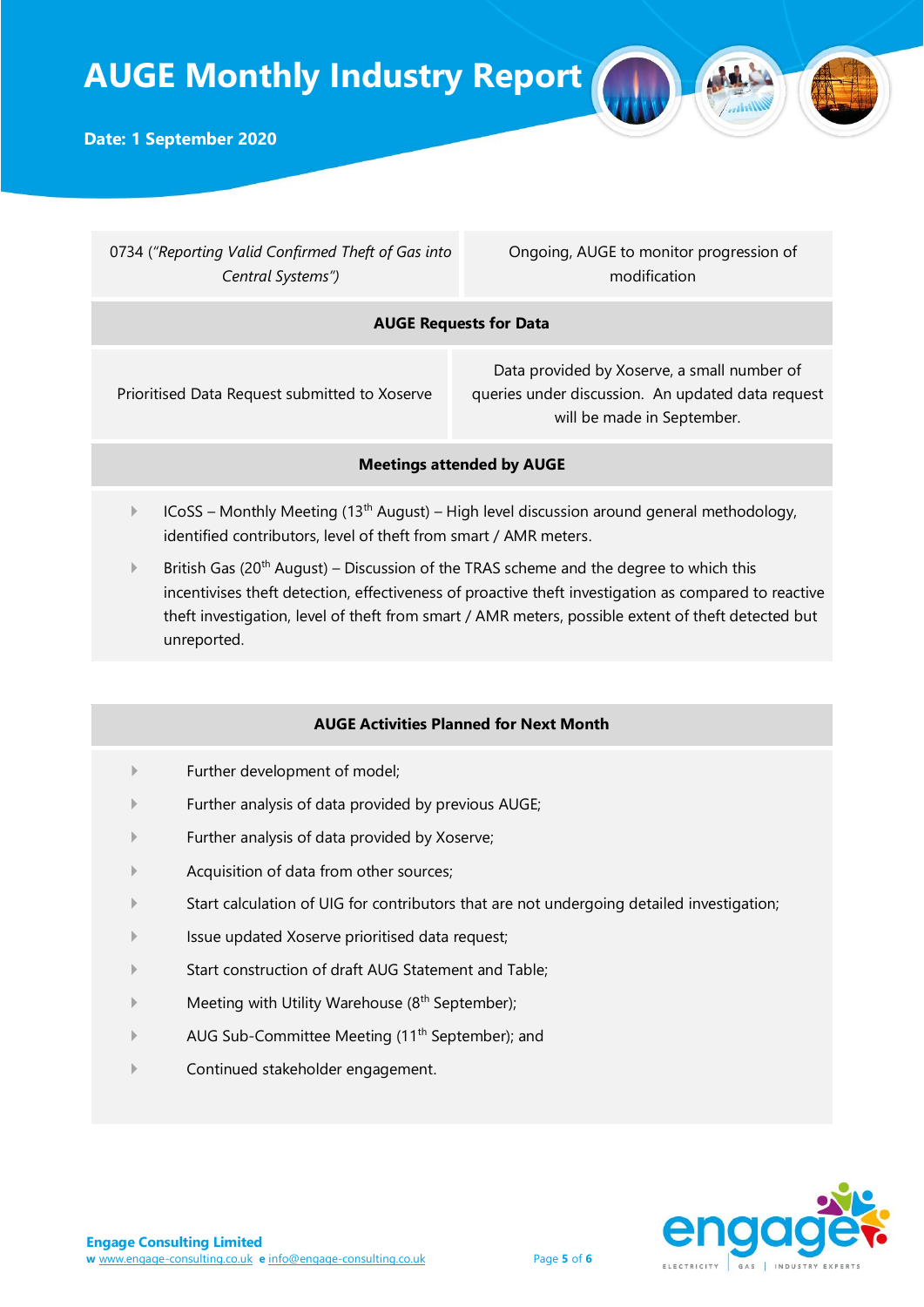| | |
|---|---|
| 0734 (*"Reporting Valid Confirmed Theft of Gas into Central Systems"*) | Ongoing, AUGE to monitor progression of modification |
| **AUGE Requests for Data** | |
| Prioritised Data Request submitted to Xoserve | Data provided by Xoserve, a small number of queries under discussion. An updated data request will be made in September. |

**Meetings attended by AUGE**

- ICoSS – Monthly Meeting (13th August) – High level discussion around general methodology, identified contributors, level of theft from smart / AMR meters.
- British Gas (20th August) – Discussion of the TRAS scheme and the degree to which this incentivises theft detection, effectiveness of proactive theft investigation as compared to reactive theft investigation, level of theft from smart / AMR meters, possible extent of theft detected but unreported.

**AUGE Activities Planned for Next Month**

- Further development of model;
- Further analysis of data provided by previous AUGE;
- Further analysis of data provided by Xoserve;
- Acquisition of data from other sources;
- Start calculation of UIG for contributors that are not undergoing detailed investigation;
- Issue updated Xoserve prioritised data request;
- Start construction of draft AUG Statement and Table;
- Meeting with Utility Warehouse (8th September);
- AUG Sub-Committee Meeting (11th September); and
- Continued stakeholder engagement.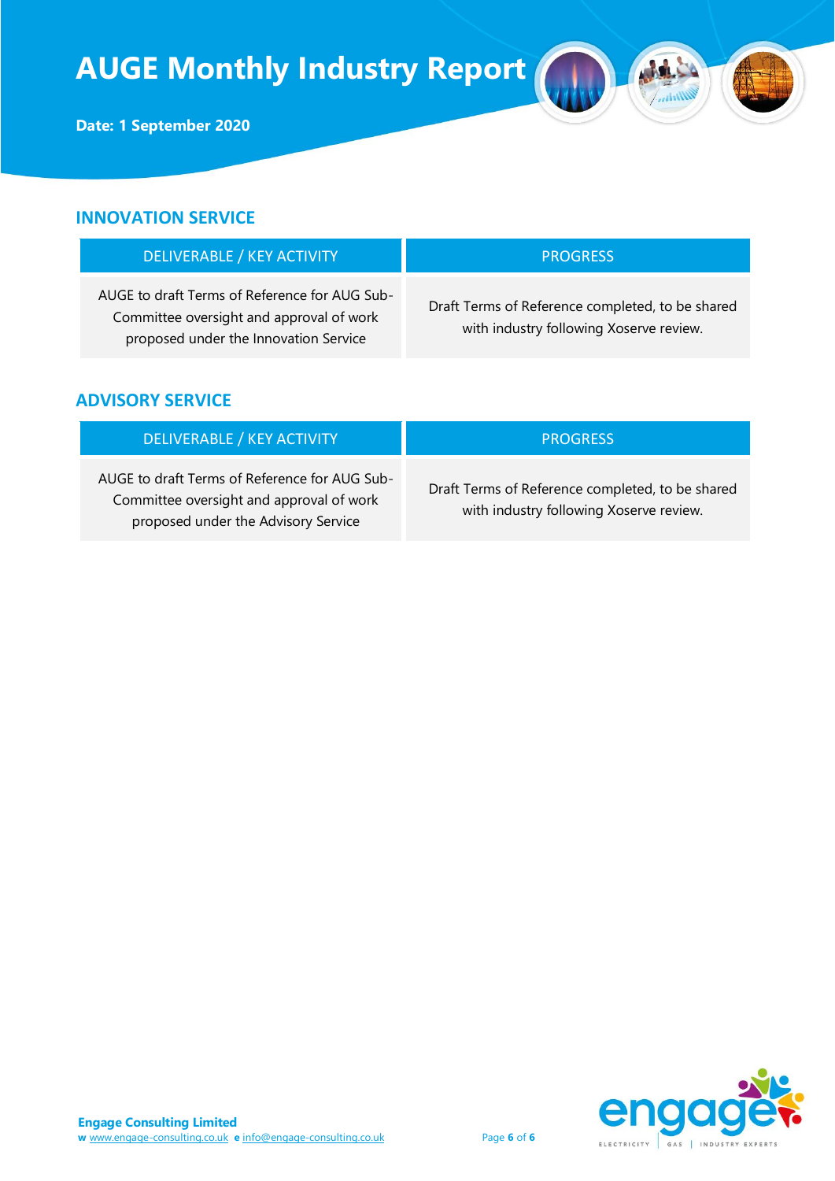## INNOVATION SERVICE

| DELIVERABLE / KEY ACTIVITY | PROGRESS |
|---|---|
| AUGE to draft Terms of Reference for AUG Sub-Committee oversight and approval of work proposed under the Innovation Service | Draft Terms of Reference completed, to be shared with industry following Xoserve review. |

## ADVISORY SERVICE

| DELIVERABLE / KEY ACTIVITY | PROGRESS |
|---|---|
| AUGE to draft Terms of Reference for AUG Sub-Committee oversight and approval of work proposed under the Advisory Service | Draft Terms of Reference completed, to be shared with industry following Xoserve review. |